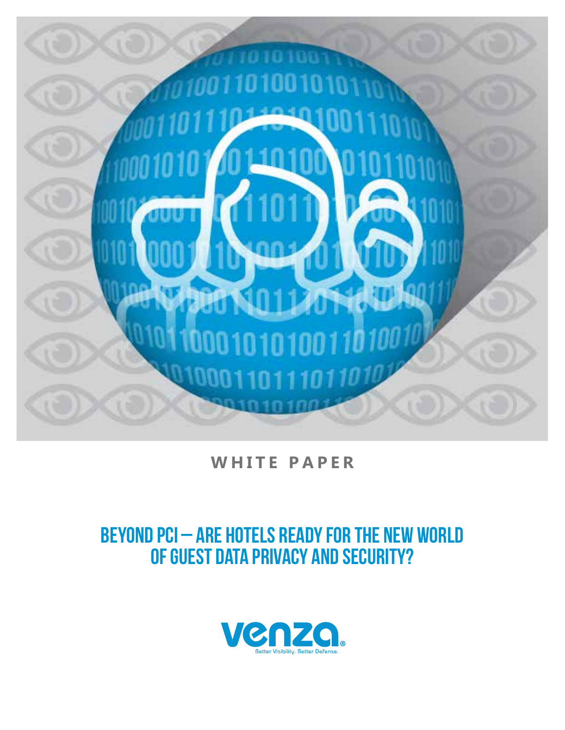WHITE PAPER

# BEYOND PCI – ARE HOTELS READY FOR THE NEW WORLD OF GUEST DATA PRIVACY AND SECURITY?

venza®

Better Visibility. Better Defense.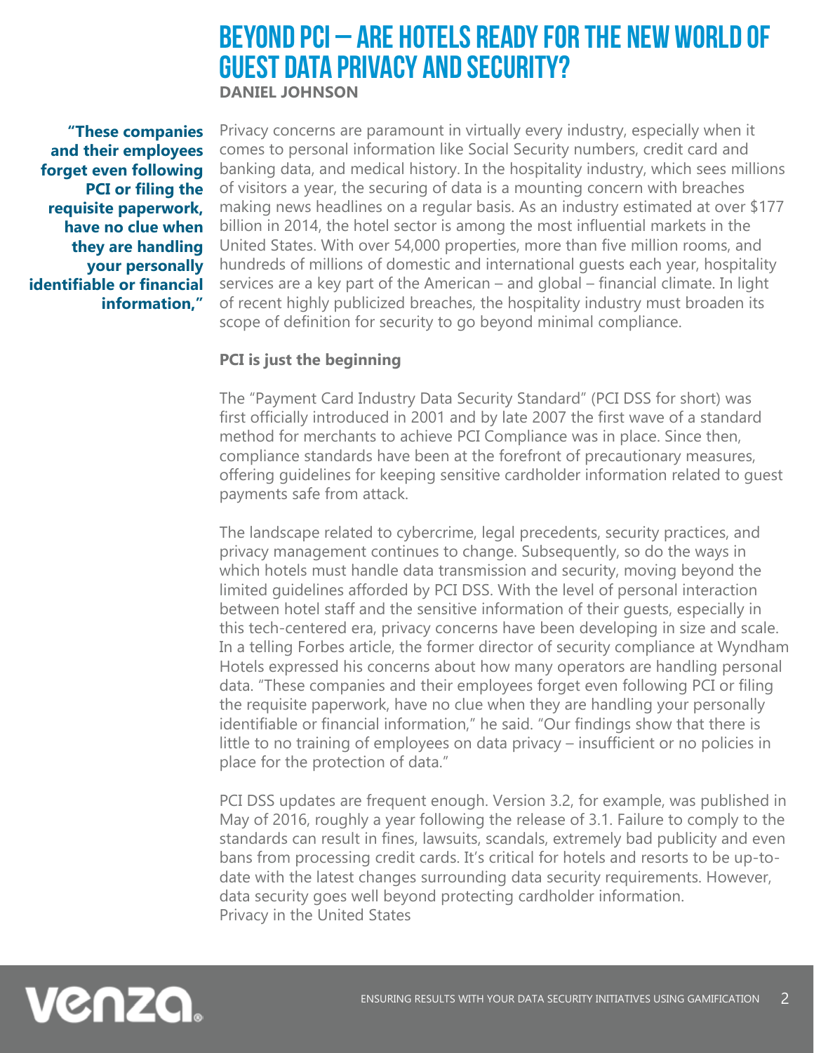# BEYOND PCI – ARE HOTELS READY FOR THE NEW WORLD OF GUEST DATA PRIVACY AND SECURITY?

**DANIEL JOHNSON**

> **"These companies and their employees forget even following PCI or filing the requisite paperwork, have no clue when they are handling your personally identifiable or financial information,"**

Privacy concerns are paramount in virtually every industry, especially when it comes to personal information like Social Security numbers, credit card and banking data, and medical history. In the hospitality industry, which sees millions of visitors a year, the securing of data is a mounting concern with breaches making news headlines on a regular basis. As an industry estimated at over $177 billion in 2014, the hotel sector is among the most influential markets in the United States. With over 54,000 properties, more than five million rooms, and hundreds of millions of domestic and international guests each year, hospitality services are a key part of the American – and global – financial climate. In light of recent highly publicized breaches, the hospitality industry must broaden its scope of definition for security to go beyond minimal compliance.

**PCI is just the beginning**

The "Payment Card Industry Data Security Standard" (PCI DSS for short) was first officially introduced in 2001 and by late 2007 the first wave of a standard method for merchants to achieve PCI Compliance was in place. Since then, compliance standards have been at the forefront of precautionary measures, offering guidelines for keeping sensitive cardholder information related to guest payments safe from attack.

The landscape related to cybercrime, legal precedents, security practices, and privacy management continues to change. Subsequently, so do the ways in which hotels must handle data transmission and security, moving beyond the limited guidelines afforded by PCI DSS. With the level of personal interaction between hotel staff and the sensitive information of their guests, especially in this tech-centered era, privacy concerns have been developing in size and scale. In a telling Forbes article, the former director of security compliance at Wyndham Hotels expressed his concerns about how many operators are handling personal data. "These companies and their employees forget even following PCI or filing the requisite paperwork, have no clue when they are handling your personally identifiable or financial information," he said. "Our findings show that there is little to no training of employees on data privacy – insufficient or no policies in place for the protection of data."

PCI DSS updates are frequent enough. Version 3.2, for example, was published in May of 2016, roughly a year following the release of 3.1. Failure to comply to the standards can result in fines, lawsuits, scandals, extremely bad publicity and even bans from processing credit cards. It's critical for hotels and resorts to be up-to-date with the latest changes surrounding data security requirements. However, data security goes well beyond protecting cardholder information.

Privacy in the United States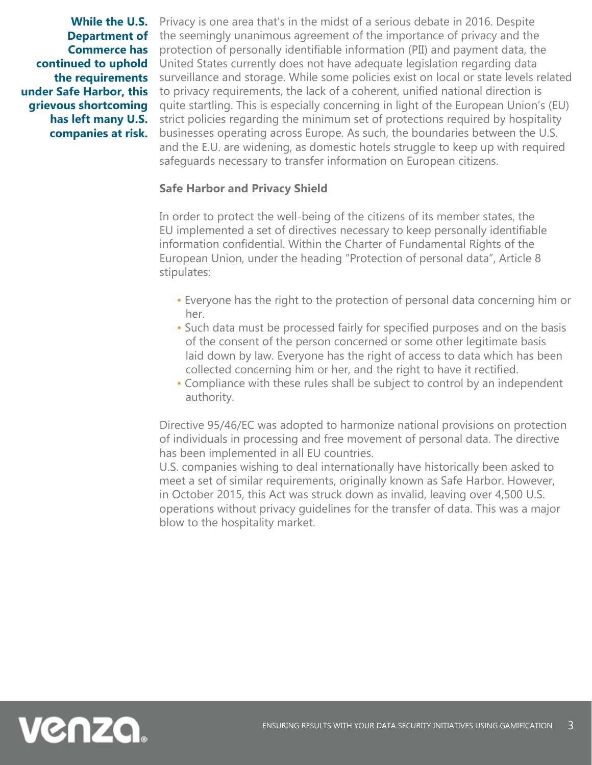**While the U.S. Department of Commerce has continued to uphold the requirements under Safe Harbor, this grievous shortcoming has left many U.S. companies at risk.**

Privacy is one area that's in the midst of a serious debate in 2016. Despite the seemingly unanimous agreement of the importance of privacy and the protection of personally identifiable information (PII) and payment data, the United States currently does not have adequate legislation regarding data surveillance and storage. While some policies exist on local or state levels related to privacy requirements, the lack of a coherent, unified national direction is quite startling. This is especially concerning in light of the European Union's (EU) strict policies regarding the minimum set of protections required by hospitality businesses operating across Europe. As such, the boundaries between the U.S. and the E.U. are widening, as domestic hotels struggle to keep up with required safeguards necessary to transfer information on European citizens.

### Safe Harbor and Privacy Shield

In order to protect the well-being of the citizens of its member states, the EU implemented a set of directives necessary to keep personally identifiable information confidential. Within the Charter of Fundamental Rights of the European Union, under the heading "Protection of personal data", Article 8 stipulates:

- Everyone has the right to the protection of personal data concerning him or her.
- Such data must be processed fairly for specified purposes and on the basis of the consent of the person concerned or some other legitimate basis laid down by law. Everyone has the right of access to data which has been collected concerning him or her, and the right to have it rectified.
- Compliance with these rules shall be subject to control by an independent authority.

Directive 95/46/EC was adopted to harmonize national provisions on protection of individuals in processing and free movement of personal data. The directive has been implemented in all EU countries.

U.S. companies wishing to deal internationally have historically been asked to meet a set of similar requirements, originally known as Safe Harbor. However, in October 2015, this Act was struck down as invalid, leaving over 4,500 U.S. operations without privacy guidelines for the transfer of data. This was a major blow to the hospitality market.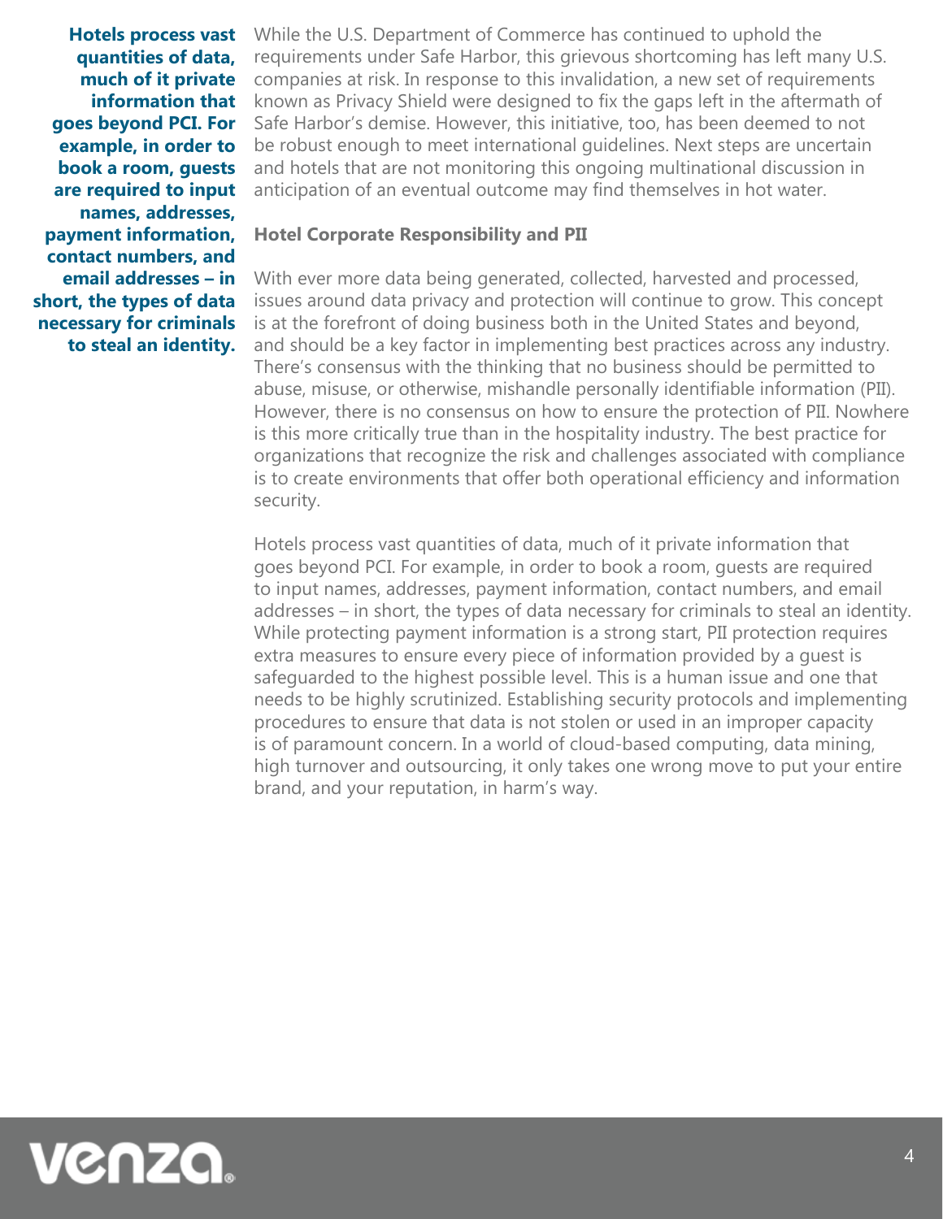> **Hotels process vast quantities of data, much of it private information that goes beyond PCI. For example, in order to book a room, guests are required to input names, addresses, payment information, contact numbers, and email addresses – in short, the types of data necessary for criminals to steal an identity.**

While the U.S. Department of Commerce has continued to uphold the requirements under Safe Harbor, this grievous shortcoming has left many U.S. companies at risk. In response to this invalidation, a new set of requirements known as Privacy Shield were designed to fix the gaps left in the aftermath of Safe Harbor's demise. However, this initiative, too, has been deemed to not be robust enough to meet international guidelines. Next steps are uncertain and hotels that are not monitoring this ongoing multinational discussion in anticipation of an eventual outcome may find themselves in hot water.

### Hotel Corporate Responsibility and PII

With ever more data being generated, collected, harvested and processed, issues around data privacy and protection will continue to grow. This concept is at the forefront of doing business both in the United States and beyond, and should be a key factor in implementing best practices across any industry. There's consensus with the thinking that no business should be permitted to abuse, misuse, or otherwise, mishandle personally identifiable information (PII). However, there is no consensus on how to ensure the protection of PII. Nowhere is this more critically true than in the hospitality industry. The best practice for organizations that recognize the risk and challenges associated with compliance is to create environments that offer both operational efficiency and information security.

Hotels process vast quantities of data, much of it private information that goes beyond PCI. For example, in order to book a room, guests are required to input names, addresses, payment information, contact numbers, and email addresses – in short, the types of data necessary for criminals to steal an identity. While protecting payment information is a strong start, PII protection requires extra measures to ensure every piece of information provided by a guest is safeguarded to the highest possible level. This is a human issue and one that needs to be highly scrutinized. Establishing security protocols and implementing procedures to ensure that data is not stolen or used in an improper capacity is of paramount concern. In a world of cloud-based computing, data mining, high turnover and outsourcing, it only takes one wrong move to put your entire brand, and your reputation, in harm's way.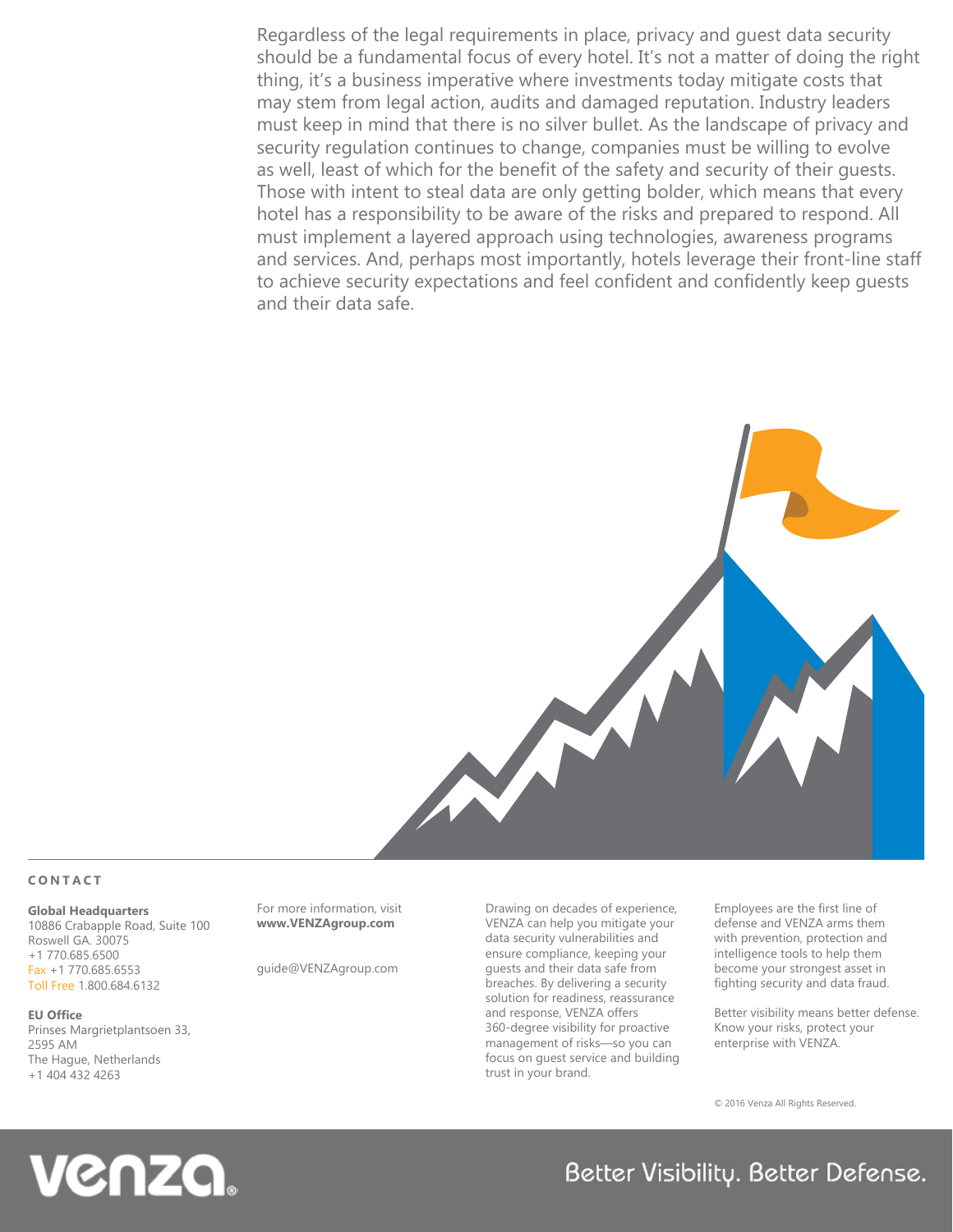Regardless of the legal requirements in place, privacy and guest data security should be a fundamental focus of every hotel. It's not a matter of doing the right thing, it's a business imperative where investments today mitigate costs that may stem from legal action, audits and damaged reputation. Industry leaders must keep in mind that there is no silver bullet. As the landscape of privacy and security regulation continues to change, companies must be willing to evolve as well, least of which for the benefit of the safety and security of their guests. Those with intent to steal data are only getting bolder, which means that every hotel has a responsibility to be aware of the risks and prepared to respond. All must implement a layered approach using technologies, awareness programs and services. And, perhaps most importantly, hotels leverage their front-line staff to achieve security expectations and feel confident and confidently keep guests and their data safe.

**CONTACT**

**Global Headquarters**
10886 Crabapple Road, Suite 100
Roswell GA. 30075
+1 770.685.6500
Fax +1 770.685.6553
Toll Free 1.800.684.6132

**EU Office**
Prinses Margrietplantsoen 33,
2595 AM
The Hague, Netherlands
+1 404 432 4263

For more information, visit
**www.VENZAgroup.com**

guide@VENZAgroup.com

Drawing on decades of experience, VENZA can help you mitigate your data security vulnerabilities and ensure compliance, keeping your guests and their data safe from breaches. By delivering a security solution for readiness, reassurance and response, VENZA offers 360-degree visibility for proactive management of risks—so you can focus on guest service and building trust in your brand.

Employees are the first line of defense and VENZA arms them with prevention, protection and intelligence tools to help them become your strongest asset in fighting security and data fraud.

Better visibility means better defense. Know your risks, protect your enterprise with VENZA.

© 2016 Venza All Rights Reserved.

venza®

Better Visibility. Better Defense.